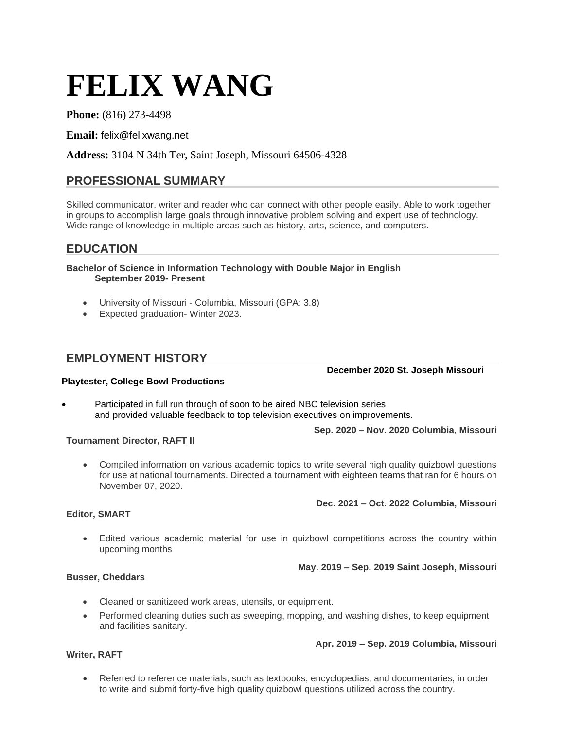# FELIX WANG

**Phone:** (816) 273-4498

**Email:** felix@felixwang.net

**Address:** 3104 N 34th Ter, Saint Joseph, Missouri 64506-4328

## PROFESSIONAL SUMMARY

Skilled communicator, writer and reader who can connect with other people easily. Able to work together in groups to accomplish large goals through innovative problem solving and expert use of technology. Wide range of knowledge in multiple areas such as history, arts, science, and computers.

## EDUCATION

**Bachelor of Science in Information Technology with Double Major in English**
**September 2019- Present**

- University of Missouri - Columbia, Missouri (GPA: 3.8)
- Expected graduation- Winter 2023.

## EMPLOYMENT HISTORY

**December 2020 St. Joseph Missouri**

**Playtester, College Bowl Productions**

- Participated in full run through of soon to be aired NBC television series and provided valuable feedback to top television executives on improvements.

**Sep. 2020 – Nov. 2020 Columbia, Missouri**

**Tournament Director, RAFT II**

- Compiled information on various academic topics to write several high quality quizbowl questions for use at national tournaments. Directed a tournament with eighteen teams that ran for 6 hours on November 07, 2020.

**Dec. 2021 – Oct. 2022 Columbia, Missouri**

**Editor, SMART**

- Edited various academic material for use in quizbowl competitions across the country within upcoming months

**May. 2019 – Sep. 2019 Saint Joseph, Missouri**

**Busser, Cheddars**

- Cleaned or sanitizeed work areas, utensils, or equipment.
- Performed cleaning duties such as sweeping, mopping, and washing dishes, to keep equipment and facilities sanitary.

**Apr. 2019 – Sep. 2019 Columbia, Missouri**

**Writer, RAFT**

- Referred to reference materials, such as textbooks, encyclopedias, and documentaries, in order to write and submit forty-five high quality quizbowl questions utilized across the country.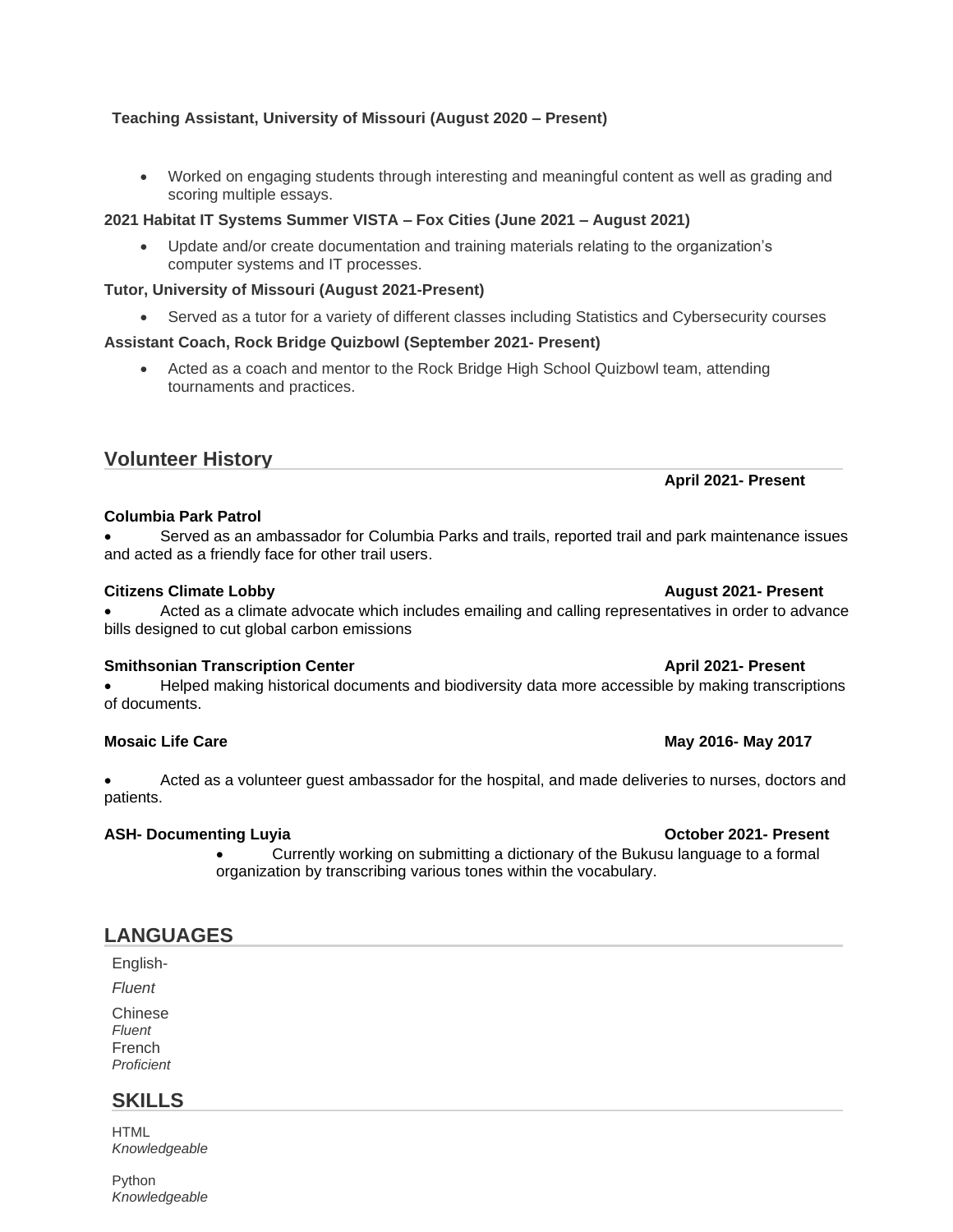**Teaching Assistant, University of Missouri (August 2020 – Present)**

- Worked on engaging students through interesting and meaningful content as well as grading and scoring multiple essays.

**2021 Habitat IT Systems Summer VISTA – Fox Cities (June 2021 – August 2021)**

- Update and/or create documentation and training materials relating to the organization's computer systems and IT processes.

**Tutor, University of Missouri (August 2021-Present)**

- Served as a tutor for a variety of different classes including Statistics and Cybersecurity courses

**Assistant Coach, Rock Bridge Quizbowl (September 2021- Present)**

- Acted as a coach and mentor to the Rock Bridge High School Quizbowl team, attending tournaments and practices.

## Volunteer History

**Columbia Park Patrol** **April 2021- Present**

- Served as an ambassador for Columbia Parks and trails, reported trail and park maintenance issues and acted as a friendly face for other trail users.

**Citizens Climate Lobby** **August 2021- Present**

- Acted as a climate advocate which includes emailing and calling representatives in order to advance bills designed to cut global carbon emissions

**Smithsonian Transcription Center** **April 2021- Present**

- Helped making historical documents and biodiversity data more accessible by making transcriptions of documents.

**Mosaic Life Care** **May 2016- May 2017**

- Acted as a volunteer guest ambassador for the hospital, and made deliveries to nurses, doctors and patients.

**ASH- Documenting Luyia** **October 2021- Present**

- Currently working on submitting a dictionary of the Bukusu language to a formal organization by transcribing various tones within the vocabulary.

## LANGUAGES

English-
*Fluent*

Chinese
*Fluent*

French
*Proficient*

## SKILLS

HTML
*Knowledgeable*

Python
*Knowledgeable*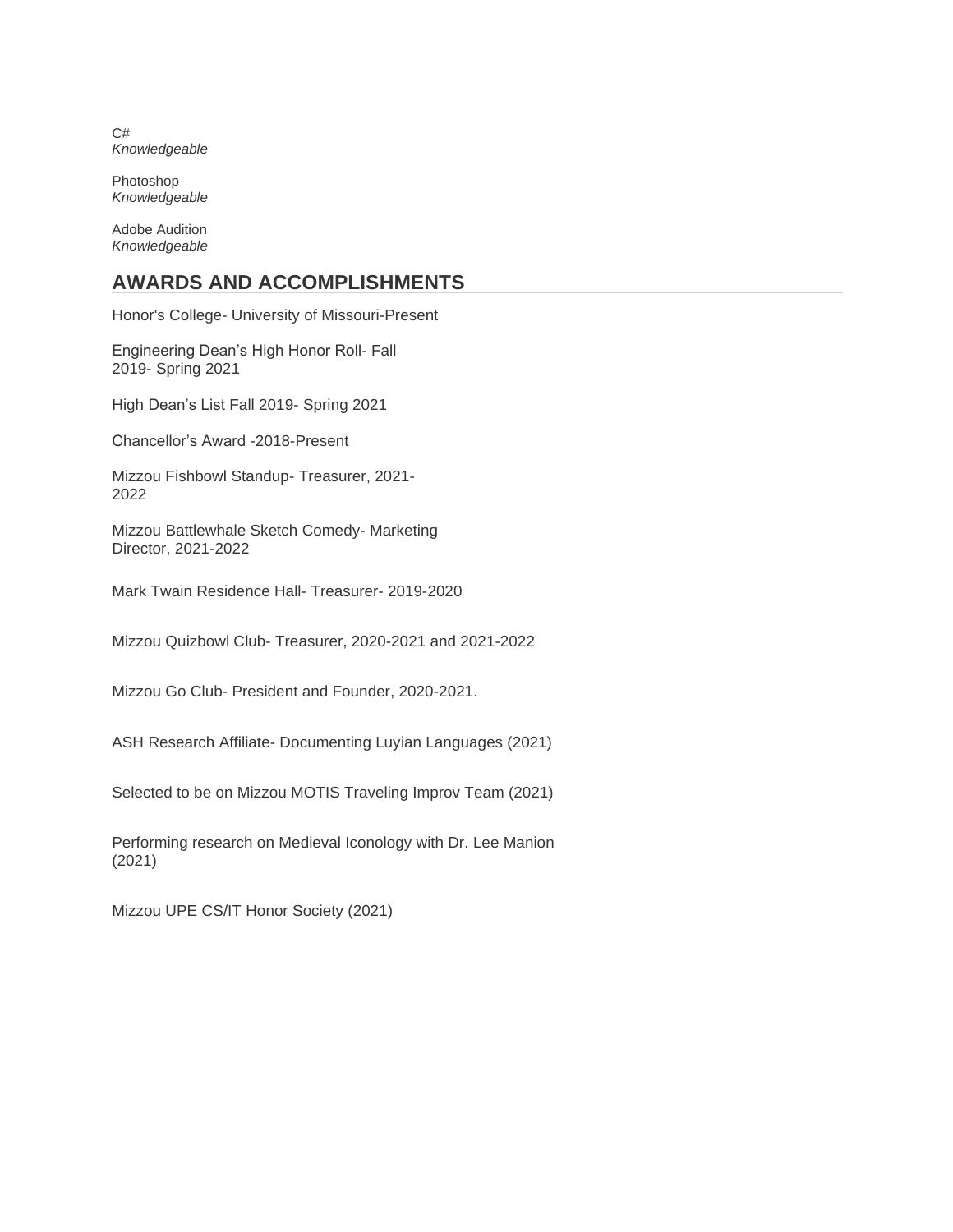C#
*Knowledgeable*

Photoshop
*Knowledgeable*

Adobe Audition
*Knowledgeable*

## AWARDS AND ACCOMPLISHMENTS

Honor's College- University of Missouri-Present

Engineering Dean's High Honor Roll- Fall 2019- Spring 2021

High Dean's List Fall 2019- Spring 2021

Chancellor's Award -2018-Present

Mizzou Fishbowl Standup- Treasurer, 2021-2022

Mizzou Battlewhale Sketch Comedy- Marketing Director, 2021-2022

Mark Twain Residence Hall- Treasurer- 2019-2020

Mizzou Quizbowl Club- Treasurer, 2020-2021 and 2021-2022

Mizzou Go Club- President and Founder, 2020-2021.

ASH Research Affiliate- Documenting Luyian Languages (2021)

Selected to be on Mizzou MOTIS Traveling Improv Team (2021)

Performing research on Medieval Iconology with Dr. Lee Manion (2021)

Mizzou UPE CS/IT Honor Society (2021)